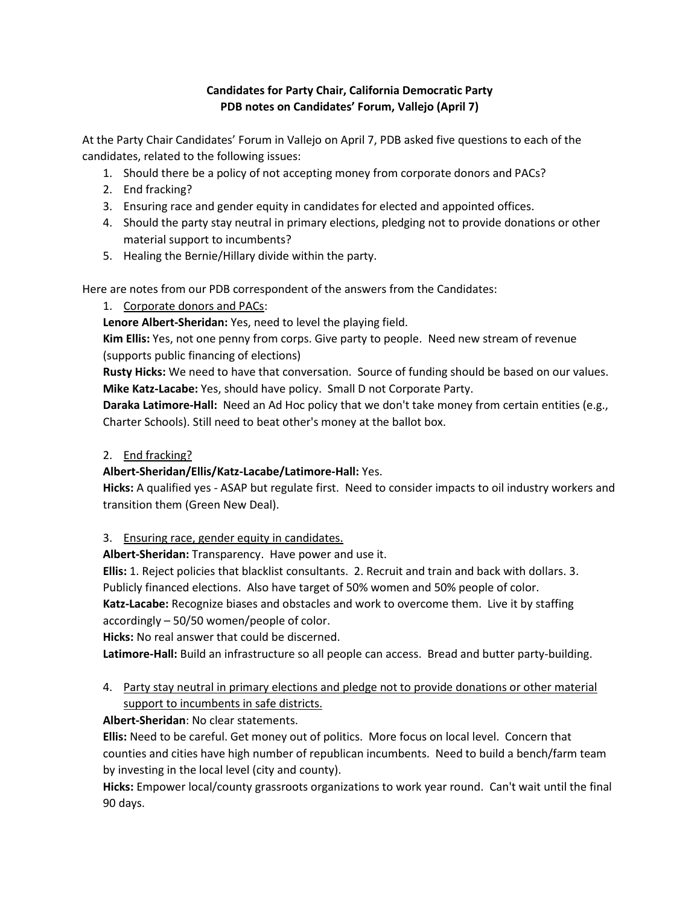**Candidates for Party Chair, California Democratic Party**
**PDB notes on Candidates' Forum, Vallejo (April 7)**

At the Party Chair Candidates' Forum in Vallejo on April 7, PDB asked five questions to each of the candidates, related to the following issues:

1. Should there be a policy of not accepting money from corporate donors and PACs?
2. End fracking?
3. Ensuring race and gender equity in candidates for elected and appointed offices.
4. Should the party stay neutral in primary elections, pledging not to provide donations or other material support to incumbents?
5. Healing the Bernie/Hillary divide within the party.

Here are notes from our PDB correspondent of the answers from the Candidates:

1. Corporate donors and PACs:

   **Lenore Albert-Sheridan:** Yes, need to level the playing field.
   
   **Kim Ellis:** Yes, not one penny from corps. Give party to people. Need new stream of revenue (supports public financing of elections)
   
   **Rusty Hicks:** We need to have that conversation. Source of funding should be based on our values.
   
   **Mike Katz-Lacabe:** Yes, should have policy. Small D not Corporate Party.
   
   **Daraka Latimore-Hall:** Need an Ad Hoc policy that we don't take money from certain entities (e.g., Charter Schools). Still need to beat other's money at the ballot box.

2. End fracking?

   **Albert-Sheridan/Ellis/Katz-Lacabe/Latimore-Hall:** Yes.
   
   **Hicks:** A qualified yes - ASAP but regulate first. Need to consider impacts to oil industry workers and transition them (Green New Deal).

3. Ensuring race, gender equity in candidates.

   **Albert-Sheridan:** Transparency. Have power and use it.
   
   **Ellis:** 1. Reject policies that blacklist consultants. 2. Recruit and train and back with dollars. 3. Publicly financed elections. Also have target of 50% women and 50% people of color.
   
   **Katz-Lacabe:** Recognize biases and obstacles and work to overcome them. Live it by staffing accordingly – 50/50 women/people of color.
   
   **Hicks:** No real answer that could be discerned.
   
   **Latimore-Hall:** Build an infrastructure so all people can access. Bread and butter party-building.

4. Party stay neutral in primary elections and pledge not to provide donations or other material support to incumbents in safe districts.

   **Albert-Sheridan**: No clear statements.
   
   **Ellis:** Need to be careful. Get money out of politics. More focus on local level. Concern that counties and cities have high number of republican incumbents. Need to build a bench/farm team by investing in the local level (city and county).
   
   **Hicks:** Empower local/county grassroots organizations to work year round. Can't wait until the final 90 days.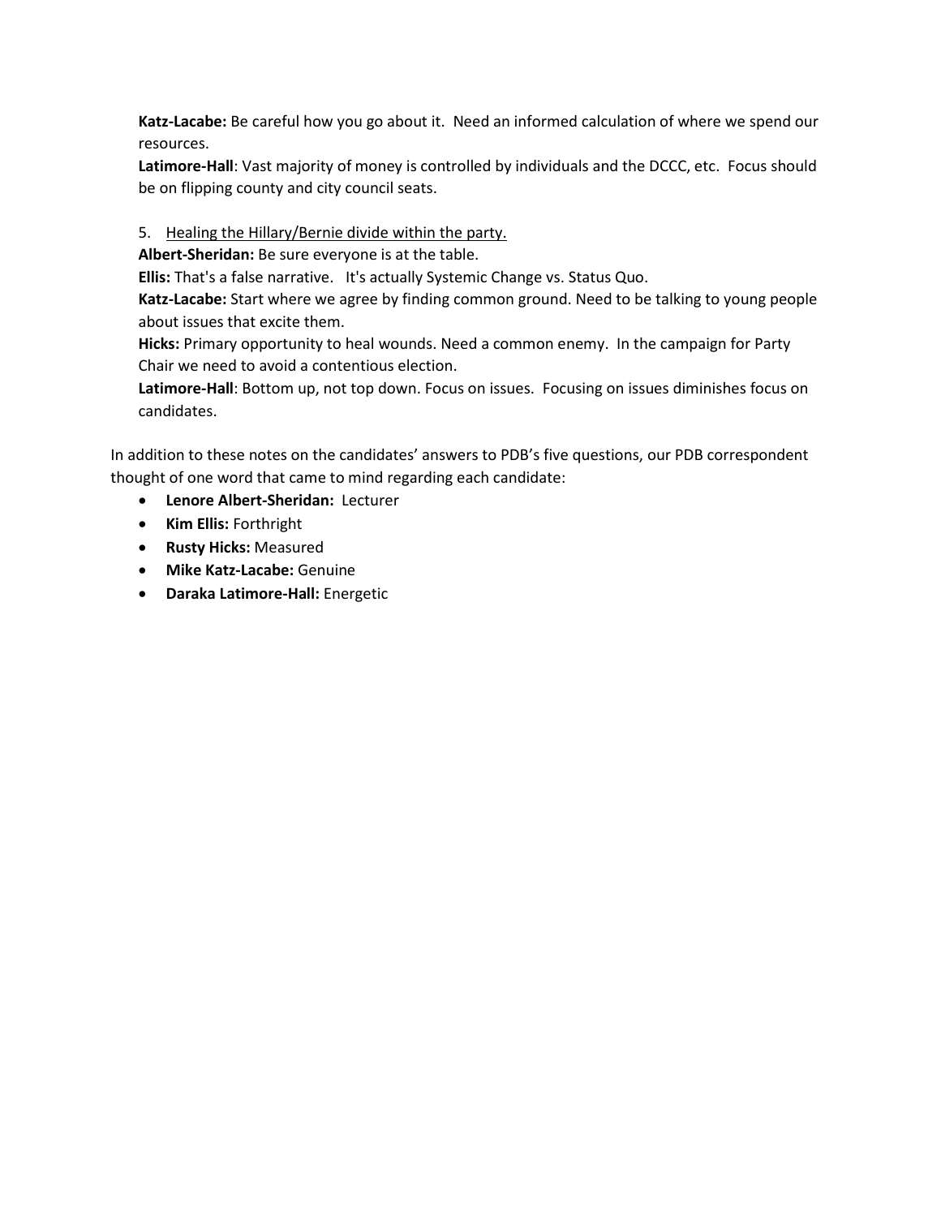**Katz-Lacabe:** Be careful how you go about it. Need an informed calculation of where we spend our resources.
**Latimore-Hall**: Vast majority of money is controlled by individuals and the DCCC, etc. Focus should be on flipping county and city council seats.

5. Healing the Hillary/Bernie divide within the party.

**Albert-Sheridan:** Be sure everyone is at the table.
**Ellis:** That's a false narrative. It's actually Systemic Change vs. Status Quo.
**Katz-Lacabe:** Start where we agree by finding common ground. Need to be talking to young people about issues that excite them.
**Hicks:** Primary opportunity to heal wounds. Need a common enemy. In the campaign for Party Chair we need to avoid a contentious election.
**Latimore-Hall**: Bottom up, not top down. Focus on issues. Focusing on issues diminishes focus on candidates.

In addition to these notes on the candidates' answers to PDB's five questions, our PDB correspondent thought of one word that came to mind regarding each candidate:

- **Lenore Albert-Sheridan:** Lecturer
- **Kim Ellis:** Forthright
- **Rusty Hicks:** Measured
- **Mike Katz-Lacabe:** Genuine
- **Daraka Latimore-Hall:** Energetic